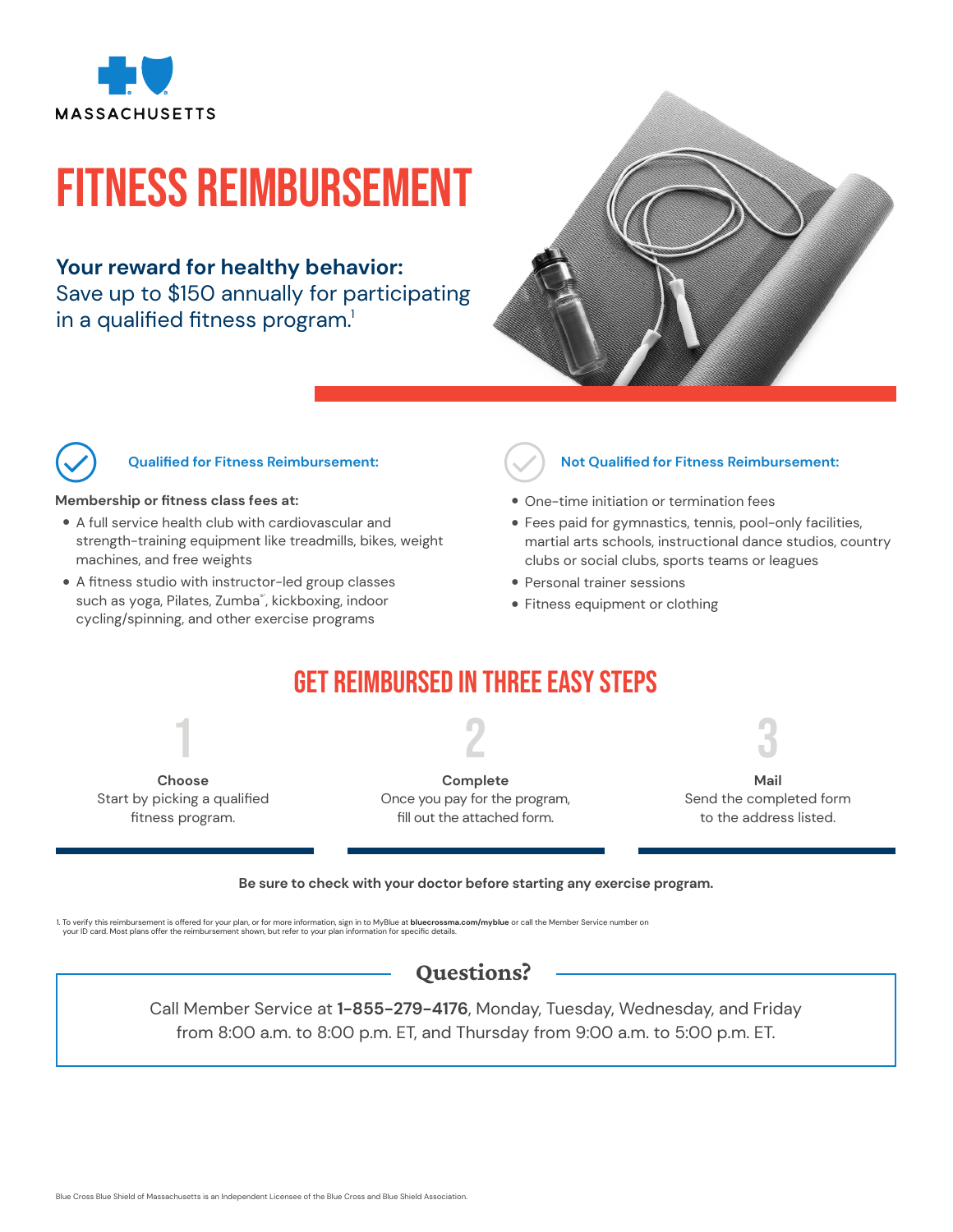MASSACHUSETTS

# FITNESS REIMBURSEMENT

**Your reward for healthy behavior:**
Save up to $150 annually for participating in a qualified fitness program.[1]

## Qualified for Fitness Reimbursement:

**Membership or fitness class fees at:**

- A full service health club with cardiovascular and strength-training equipment like treadmills, bikes, weight machines, and free weights
- A fitness studio with instructor-led group classes such as yoga, Pilates, Zumba®, kickboxing, indoor cycling/spinning, and other exercise programs

## Not Qualified for Fitness Reimbursement:

- One-time initiation or termination fees
- Fees paid for gymnastics, tennis, pool-only facilities, martial arts schools, instructional dance studios, country clubs or social clubs, sports teams or leagues
- Personal trainer sessions
- Fitness equipment or clothing

## GET REIMBURSED IN THREE EASY STEPS

**1**
**Choose**
Start by picking a qualified fitness program.

**2**
**Complete**
Once you pay for the program, fill out the attached form.

**3**
**Mail**
Send the completed form to the address listed.

**Be sure to check with your doctor before starting any exercise program.**

1. To verify this reimbursement is offered for your plan, or for more information, sign in to MyBlue at **bluecrossma.com/myblue** or call the Member Service number on your ID card. Most plans offer the reimbursement shown, but refer to your plan information for specific details.

## Questions?

Call Member Service at **1-855-279-4176**, Monday, Tuesday, Wednesday, and Friday from 8:00 a.m. to 8:00 p.m. ET, and Thursday from 9:00 a.m. to 5:00 p.m. ET.

Blue Cross Blue Shield of Massachusetts is an Independent Licensee of the Blue Cross and Blue Shield Association.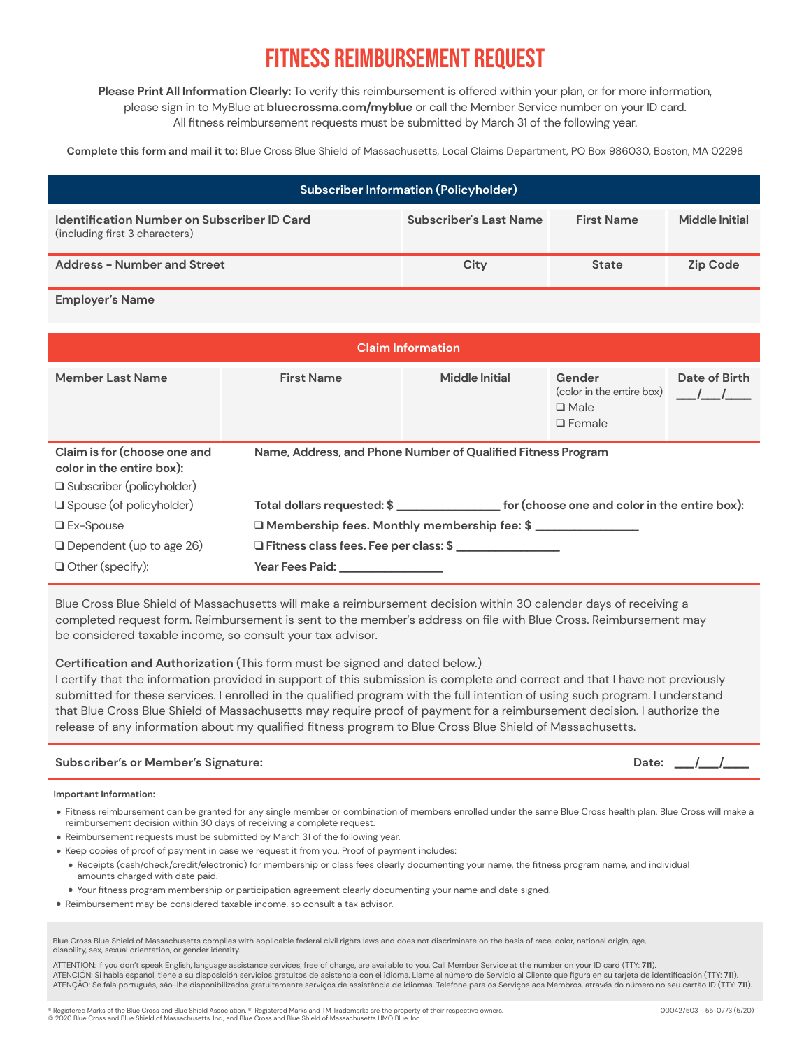# FITNESS REIMBURSEMENT REQUEST

**Please Print All Information Clearly:** To verify this reimbursement is offered within your plan, or for more information, please sign in to MyBlue at **bluecrossma.com/myblue** or call the Member Service number on your ID card. All fitness reimbursement requests must be submitted by March 31 of the following year.

**Complete this form and mail it to:** Blue Cross Blue Shield of Massachusetts, Local Claims Department, PO Box 986030, Boston, MA 02298

## Subscriber Information (Policyholder)

| Identification Number on Subscriber ID Card (including first 3 characters) | Subscriber's Last Name | First Name | Middle Initial |
|---|---|---|---|
| | | | |

| Address – Number and Street | City | State | Zip Code |
|---|---|---|---|
| | | | |

**Employer's Name**

## Claim Information

| Member Last Name | First Name | Middle Initial | Gender (color in the entire box) ❑ Male ❑ Female | Date of Birth \_\_\_/\_\_\_/\_\_\_\_ |
|---|---|---|---|---|
| | | | | |

**Claim is for (choose one and color in the entire box):**

- ❑ Subscriber (policyholder)
- ❑ Spouse (of policyholder)
- ❑ Ex-Spouse
- ❑ Dependent (up to age 26)
- ❑ Other (specify):

**Name, Address, and Phone Number of Qualified Fitness Program**

**Total dollars requested: $ \_\_\_\_\_\_\_\_\_\_\_\_\_\_\_\_ for (choose one and color in the entire box):**

**❑ Membership fees. Monthly membership fee: $ \_\_\_\_\_\_\_\_\_\_\_\_\_\_\_\_**

**❑ Fitness class fees. Fee per class: $ \_\_\_\_\_\_\_\_\_\_\_\_\_\_\_\_**

**Year Fees Paid: \_\_\_\_\_\_\_\_\_\_\_\_\_\_\_\_**

Blue Cross Blue Shield of Massachusetts will make a reimbursement decision within 30 calendar days of receiving a completed request form. Reimbursement is sent to the member's address on file with Blue Cross. Reimbursement may be considered taxable income, so consult your tax advisor.

**Certification and Authorization** (This form must be signed and dated below.)
I certify that the information provided in support of this submission is complete and correct and that I have not previously submitted for these services. I enrolled in the qualified program with the full intention of using such program. I understand that Blue Cross Blue Shield of Massachusetts may require proof of payment for a reimbursement decision. I authorize the release of any information about my qualified fitness program to Blue Cross Blue Shield of Massachusetts.

**Subscriber's or Member's Signature:** **Date:** \_\_\_/\_\_\_/\_\_\_\_

**Important Information:**

- Fitness reimbursement can be granted for any single member or combination of members enrolled under the same Blue Cross health plan. Blue Cross will make a reimbursement decision within 30 days of receiving a complete request.
- Reimbursement requests must be submitted by March 31 of the following year.
- Keep copies of proof of payment in case we request it from you. Proof of payment includes:
  - Receipts (cash/check/credit/electronic) for membership or class fees clearly documenting your name, the fitness program name, and individual amounts charged with date paid.
  - Your fitness program membership or participation agreement clearly documenting your name and date signed.
- Reimbursement may be considered taxable income, so consult a tax advisor.

Blue Cross Blue Shield of Massachusetts complies with applicable federal civil rights laws and does not discriminate on the basis of race, color, national origin, age, disability, sex, sexual orientation, or gender identity.

ATTENTION: If you don't speak English, language assistance services, free of charge, are available to you. Call Member Service at the number on your ID card (TTY: **711**).
ATENCIÓN: Si habla español, tiene a su disposición servicios gratuitos de asistencia con el idioma. Llame al número de Servicio al Cliente que figura en su tarjeta de identificación (TTY: **711**).
ATENÇÃO: Se fala português, são-lhe disponibilizados gratuitamente serviços de assistência de idiomas. Telefone para os Serviços aos Membros, através do número no seu cartão ID (TTY: **711**).

® Registered Marks of the Blue Cross and Blue Shield Association. ®´ Registered Marks and TM Trademarks are the property of their respective owners.
© 2020 Blue Cross and Blue Shield of Massachusetts, Inc., and Blue Cross and Blue Shield of Massachusetts HMO Blue, Inc.

000427503 55-0773 (5/20)